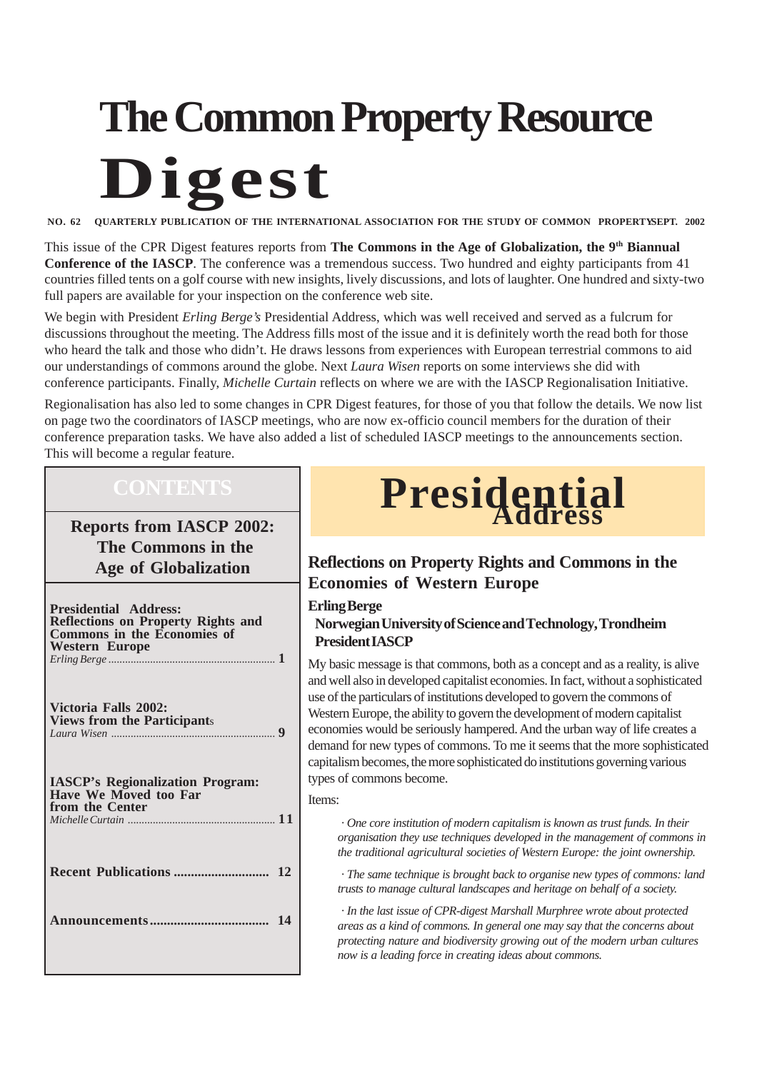# The Common Property Resource Digest

NO. 62 QUARTERLY PUBLICATION OF THE INTERNATIONAL ASSOCIATION FOR THE STUDY OF COMMON PROPERTY SEPT. 2002

This issue of the CPR Digest features reports from **The Commons in the Age of Globalization, the 9th Biannual Conference of the IASCP**. The conference was a tremendous success. Two hundred and eighty participants from 41 countries filled tents on a golf course with new insights, lively discussions, and lots of laughter. One hundred and sixty-two full papers are available for your inspection on the conference web site.

We begin with President *Erling Berge's* Presidential Address, which was well received and served as a fulcrum for discussions throughout the meeting. The Address fills most of the issue and it is definitely worth the read both for those who heard the talk and those who didn't. He draws lessons from experiences with European terrestrial commons to aid our understandings of commons around the globe. Next *Laura Wisen* reports on some interviews she did with conference participants. Finally, *Michelle Curtain* reflects on where we are with the IASCP Regionalisation Initiative.

Regionalisation has also led to some changes in CPR Digest features, for those of you that follow the details. We now list on page two the coordinators of IASCP meetings, who are now ex-officio council members for the duration of their conference preparation tasks. We have also added a list of scheduled IASCP meetings to the announcements section. This will become a regular feature.

## CONTENTS

**Reports from IASCP 2002: The Commons in the Age of Globalization**

**Presidential Address: Reflections on Property Rights and Commons in the Economies of Western Europe**
*Erling Berge* ... 1

**Victoria Falls 2002: Views from the Participants**
*Laura Wisen* ... 9

**IASCP's Regionalization Program: Have We Moved too Far from the Center**
*Michelle Curtain* ... 11

**Recent Publications** ... 12

**Announcements** ... 14

# Presidential Address

## Reflections on Property Rights and Commons in the Economies of Western Europe

**Erling Berge**
**Norwegian University of Science and Technology, Trondheim**
**President IASCP**

My basic message is that commons, both as a concept and as a reality, is alive and well also in developed capitalist economies. In fact, without a sophisticated use of the particulars of institutions developed to govern the commons of Western Europe, the ability to govern the development of modern capitalist economies would be seriously hampered. And the urban way of life creates a demand for new types of commons. To me it seems that the more sophisticated capitalism becomes, the more sophisticated do institutions governing various types of commons become.

Items:

*· One core institution of modern capitalism is known as trust funds. In their organisation they use techniques developed in the management of commons in the traditional agricultural societies of Western Europe: the joint ownership.*

*· The same technique is brought back to organise new types of commons: land trusts to manage cultural landscapes and heritage on behalf of a society.*

*· In the last issue of CPR-digest Marshall Murphree wrote about protected areas as a kind of commons. In general one may say that the concerns about protecting nature and biodiversity growing out of the modern urban cultures now is a leading force in creating ideas about commons.*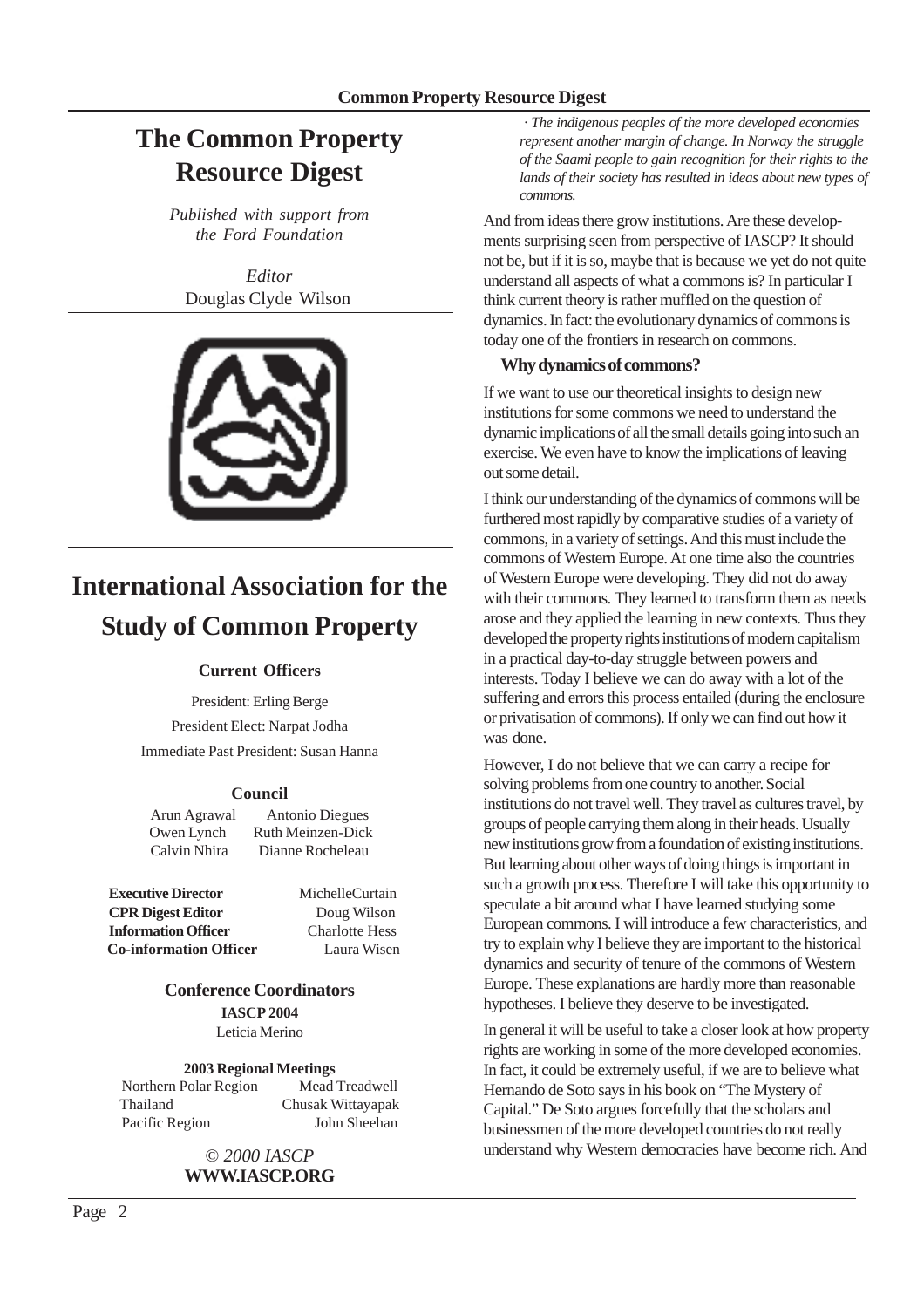# The Common Property Resource Digest

*Published with support from the Ford Foundation*

*Editor*
Douglas Clyde Wilson

# International Association for the Study of Common Property

**Current Officers**

President: Erling Berge

President Elect: Narpat Jodha

Immediate Past President: Susan Hanna

**Council**

Arun Agrawal — Antonio Diegues
Owen Lynch — Ruth Meinzen-Dick
Calvin Nhira — Dianne Rocheleau

**Executive Director** — MichelleCurtain
**CPR Digest Editor** — Doug Wilson
**Information Officer** — Charlotte Hess
**Co-information Officer** — Laura Wisen

**Conference Coordinators**

**IASCP 2004**
Leticia Merino

**2003 Regional Meetings**

Northern Polar Region — Mead Treadwell
Thailand — Chusak Wittayapak
Pacific Region — John Sheehan

© *2000 IASCP*
**WWW.IASCP.ORG**

---

*· The indigenous peoples of the more developed economies represent another margin of change. In Norway the struggle of the Saami people to gain recognition for their rights to the lands of their society has resulted in ideas about new types of commons.*

And from ideas there grow institutions. Are these developments surprising seen from perspective of IASCP? It should not be, but if it is so, maybe that is because we yet do not quite understand all aspects of what a commons is? In particular I think current theory is rather muffled on the question of dynamics. In fact: the evolutionary dynamics of commons is today one of the frontiers in research on commons.

**Why dynamics of commons?**

If we want to use our theoretical insights to design new institutions for some commons we need to understand the dynamic implications of all the small details going into such an exercise. We even have to know the implications of leaving out some detail.

I think our understanding of the dynamics of commons will be furthered most rapidly by comparative studies of a variety of commons, in a variety of settings. And this must include the commons of Western Europe. At one time also the countries of Western Europe were developing. They did not do away with their commons. They learned to transform them as needs arose and they applied the learning in new contexts. Thus they developed the property rights institutions of modern capitalism in a practical day-to-day struggle between powers and interests. Today I believe we can do away with a lot of the suffering and errors this process entailed (during the enclosure or privatisation of commons). If only we can find out how it was done.

However, I do not believe that we can carry a recipe for solving problems from one country to another. Social institutions do not travel well. They travel as cultures travel, by groups of people carrying them along in their heads. Usually new institutions grow from a foundation of existing institutions. But learning about other ways of doing things is important in such a growth process. Therefore I will take this opportunity to speculate a bit around what I have learned studying some European commons. I will introduce a few characteristics, and try to explain why I believe they are important to the historical dynamics and security of tenure of the commons of Western Europe. These explanations are hardly more than reasonable hypotheses. I believe they deserve to be investigated.

In general it will be useful to take a closer look at how property rights are working in some of the more developed economies. In fact, it could be extremely useful, if we are to believe what Hernando de Soto says in his book on "The Mystery of Capital." De Soto argues forcefully that the scholars and businessmen of the more developed countries do not really understand why Western democracies have become rich. And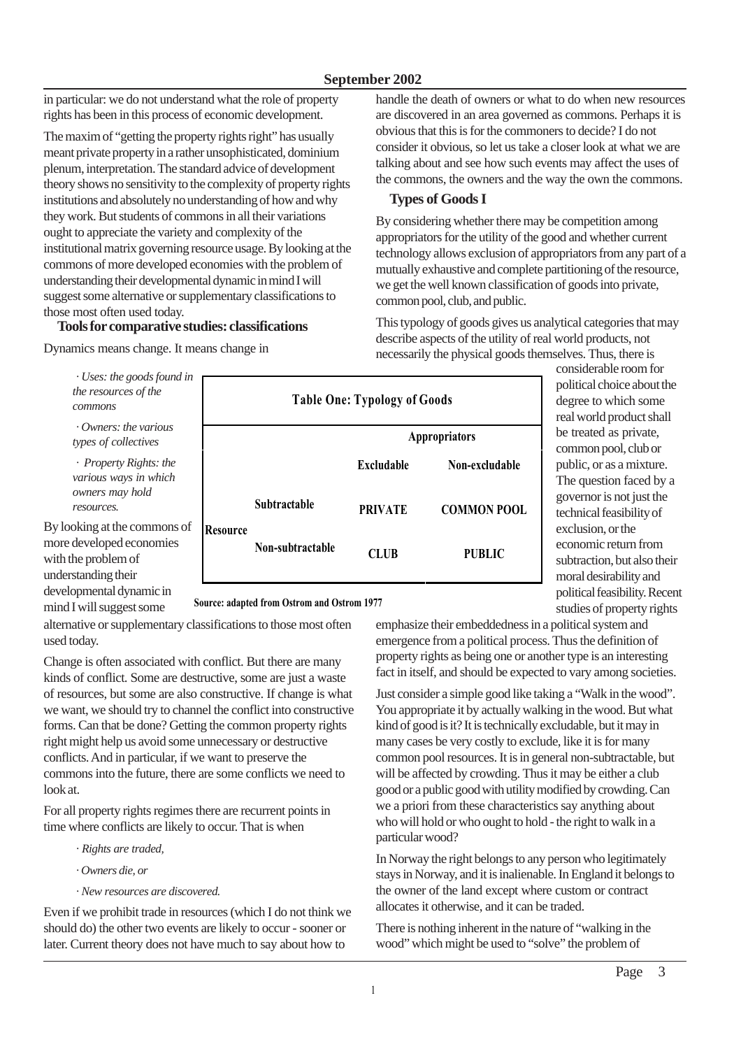in particular: we do not understand what the role of property rights has been in this process of economic development.

The maxim of "getting the property rights right" has usually meant private property in a rather unsophisticated, dominium plenum, interpretation. The standard advice of development theory shows no sensitivity to the complexity of property rights institutions and absolutely no understanding of how and why they work. But students of commons in all their variations ought to appreciate the variety and complexity of the institutional matrix governing resource usage. By looking at the commons of more developed economies with the problem of understanding their developmental dynamic in mind I will suggest some alternative or supplementary classifications to those most often used today.

### Tools for comparative studies: classifications

Dynamics means change. It means change in

- *Uses: the goods found in the resources of the commons*
- *Owners: the various types of collectives*
- *Property Rights: the various ways in which owners may hold resources.*

By looking at the commons of more developed economies with the problem of understanding their developmental dynamic in mind I will suggest some alternative or supplementary classifications to those most often used today.

Change is often associated with conflict. But there are many kinds of conflict. Some are destructive, some are just a waste of resources, but some are also constructive. If change is what we want, we should try to channel the conflict into constructive forms. Can that be done? Getting the common property rights right might help us avoid some unnecessary or destructive conflicts. And in particular, if we want to preserve the commons into the future, there are some conflicts we need to look at.

For all property rights regimes there are recurrent points in time where conflicts are likely to occur. That is when

- *Rights are traded,*
- *Owners die, or*
- *New resources are discovered.*

Even if we prohibit trade in resources (which I do not think we should do) the other two events are likely to occur - sooner or later. Current theory does not have much to say about how to handle the death of owners or what to do when new resources are discovered in an area governed as commons. Perhaps it is obvious that this is for the commoners to decide? I do not consider it obvious, so let us take a closer look at what we are talking about and see how such events may affect the uses of the commons, the owners and the way the own the commons.

### Types of Goods I

By considering whether there may be competition among appropriators for the utility of the good and whether current technology allows exclusion of appropriators from any part of a mutually exhaustive and complete partitioning of the resource, we get the well known classification of goods into private, common pool, club, and public.

This typology of goods gives us analytical categories that may describe aspects of the utility of real world products, not necessarily the physical goods themselves. Thus, there is considerable room for political choice about the degree to which some real world product shall be treated as private, common pool, club or public, or as a mixture. The question faced by a governor is not just the technical feasibility of exclusion, or the economic return from subtraction, but also their moral desirability and political feasibility. Recent studies of property rights emphasize their embeddedness in a political system and emergence from a political process. Thus the definition of property rights as being one or another type is an interesting fact in itself, and should be expected to vary among societies.

**Table One: Typology of Goods**

| | | Appropriators | |
|---|---|---|---|
| | | **Excludable** | **Non-excludable** |
| **Resource** | **Subtractable** | **PRIVATE** | **COMMON POOL** |
| | **Non-subtractable** | **CLUB** | **PUBLIC** |

Source: adapted from Ostrom and Ostrom 1977

Just consider a simple good like taking a "Walk in the wood". You appropriate it by actually walking in the wood. But what kind of good is it? It is technically excludable, but it may in many cases be very costly to exclude, like it is for many common pool resources. It is in general non-subtractable, but will be affected by crowding. Thus it may be either a club good or a public good with utility modified by crowding. Can we a priori from these characteristics say anything about who will hold or who ought to hold - the right to walk in a particular wood?

In Norway the right belongs to any person who legitimately stays in Norway, and it is inalienable. In England it belongs to the owner of the land except where custom or contract allocates it otherwise, and it can be traded.

There is nothing inherent in the nature of "walking in the wood" which might be used to "solve" the problem of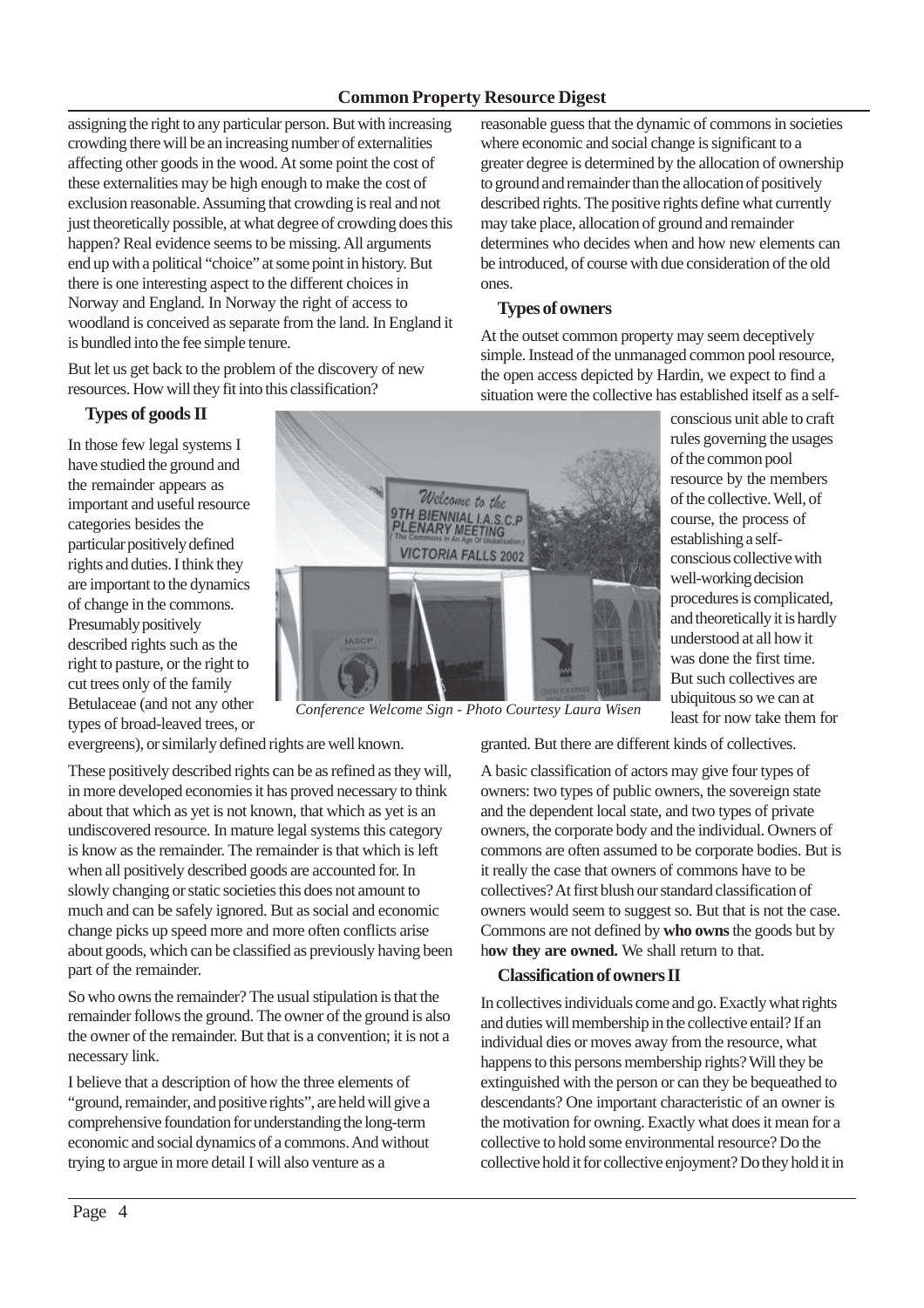assigning the right to any particular person. But with increasing crowding there will be an increasing number of externalities affecting other goods in the wood. At some point the cost of these externalities may be high enough to make the cost of exclusion reasonable. Assuming that crowding is real and not just theoretically possible, at what degree of crowding does this happen? Real evidence seems to be missing. All arguments end up with a political "choice" at some point in history. But there is one interesting aspect to the different choices in Norway and England. In Norway the right of access to woodland is conceived as separate from the land. In England it is bundled into the fee simple tenure.

But let us get back to the problem of the discovery of new resources. How will they fit into this classification?

### Types of goods II

In those few legal systems I have studied the ground and the remainder appears as important and useful resource categories besides the particular positively defined rights and duties. I think they are important to the dynamics of change in the commons. Presumably positively described rights such as the right to pasture, or the right to cut trees only of the family Betulaceae (and not any other types of broad-leaved trees, or evergreens), or similarly defined rights are well known.

*Conference Welcome Sign - Photo Courtesy Laura Wisen*

These positively described rights can be as refined as they will, in more developed economies it has proved necessary to think about that which as yet is not known, that which as yet is an undiscovered resource. In mature legal systems this category is know as the remainder. The remainder is that which is left when all positively described goods are accounted for. In slowly changing or static societies this does not amount to much and can be safely ignored. But as social and economic change picks up speed more and more often conflicts arise about goods, which can be classified as previously having been part of the remainder.

So who owns the remainder? The usual stipulation is that the remainder follows the ground. The owner of the ground is also the owner of the remainder. But that is a convention; it is not a necessary link.

I believe that a description of how the three elements of "ground, remainder, and positive rights", are held will give a comprehensive foundation for understanding the long-term economic and social dynamics of a commons. And without trying to argue in more detail I will also venture as a reasonable guess that the dynamic of commons in societies where economic and social change is significant to a greater degree is determined by the allocation of ownership to ground and remainder than the allocation of positively described rights. The positive rights define what currently may take place, allocation of ground and remainder determines who decides when and how new elements can be introduced, of course with due consideration of the old ones.

### Types of owners

At the outset common property may seem deceptively simple. Instead of the unmanaged common pool resource, the open access depicted by Hardin, we expect to find a situation were the collective has established itself as a self-conscious unit able to craft rules governing the usages of the common pool resource by the members of the collective. Well, of course, the process of establishing a self-conscious collective with well-working decision procedures is complicated, and theoretically it is hardly understood at all how it was done the first time. But such collectives are ubiquitous so we can at least for now take them for granted. But there are different kinds of collectives.

A basic classification of actors may give four types of owners: two types of public owners, the sovereign state and the dependent local state, and two types of private owners, the corporate body and the individual. Owners of commons are often assumed to be corporate bodies. But is it really the case that owners of commons have to be collectives? At first blush our standard classification of owners would seem to suggest so. But that is not the case. Commons are not defined by **who owns** the goods but by h**ow they are owned.** We shall return to that.

### Classification of owners II

In collectives individuals come and go. Exactly what rights and duties will membership in the collective entail? If an individual dies or moves away from the resource, what happens to this persons membership rights? Will they be extinguished with the person or can they be bequeathed to descendants? One important characteristic of an owner is the motivation for owning. Exactly what does it mean for a collective to hold some environmental resource? Do the collective hold it for collective enjoyment? Do they hold it in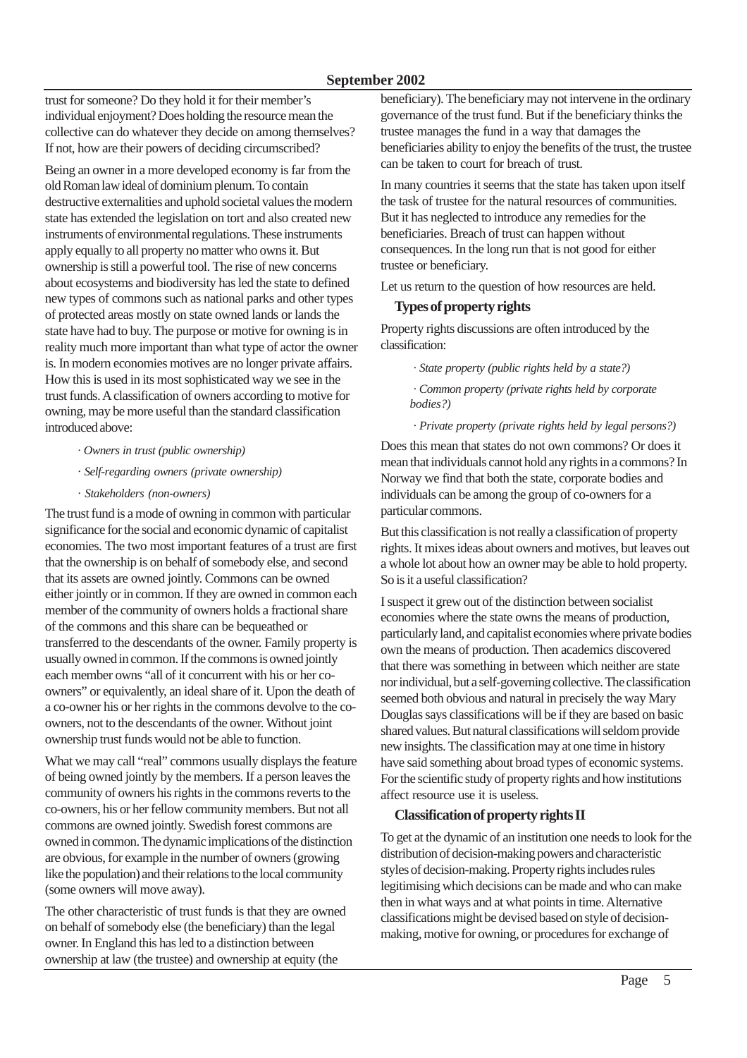trust for someone? Do they hold it for their member's individual enjoyment? Does holding the resource mean the collective can do whatever they decide on among themselves? If not, how are their powers of deciding circumscribed?

Being an owner in a more developed economy is far from the old Roman law ideal of dominium plenum. To contain destructive externalities and uphold societal values the modern state has extended the legislation on tort and also created new instruments of environmental regulations. These instruments apply equally to all property no matter who owns it. But ownership is still a powerful tool. The rise of new concerns about ecosystems and biodiversity has led the state to defined new types of commons such as national parks and other types of protected areas mostly on state owned lands or lands the state have had to buy. The purpose or motive for owning is in reality much more important than what type of actor the owner is. In modern economies motives are no longer private affairs. How this is used in its most sophisticated way we see in the trust funds. A classification of owners according to motive for owning, may be more useful than the standard classification introduced above:

- *Owners in trust (public ownership)*
- *Self-regarding owners (private ownership)*
- *Stakeholders (non-owners)*

The trust fund is a mode of owning in common with particular significance for the social and economic dynamic of capitalist economies. The two most important features of a trust are first that the ownership is on behalf of somebody else, and second that its assets are owned jointly. Commons can be owned either jointly or in common. If they are owned in common each member of the community of owners holds a fractional share of the commons and this share can be bequeathed or transferred to the descendants of the owner. Family property is usually owned in common. If the commons is owned jointly each member owns "all of it concurrent with his or her co-owners" or equivalently, an ideal share of it. Upon the death of a co-owner his or her rights in the commons devolve to the co-owners, not to the descendants of the owner. Without joint ownership trust funds would not be able to function.

What we may call "real" commons usually displays the feature of being owned jointly by the members. If a person leaves the community of owners his rights in the commons reverts to the co-owners, his or her fellow community members. But not all commons are owned jointly. Swedish forest commons are owned in common. The dynamic implications of the distinction are obvious, for example in the number of owners (growing like the population) and their relations to the local community (some owners will move away).

The other characteristic of trust funds is that they are owned on behalf of somebody else (the beneficiary) than the legal owner. In England this has led to a distinction between ownership at law (the trustee) and ownership at equity (the beneficiary). The beneficiary may not intervene in the ordinary governance of the trust fund. But if the beneficiary thinks the trustee manages the fund in a way that damages the beneficiaries ability to enjoy the benefits of the trust, the trustee can be taken to court for breach of trust.

In many countries it seems that the state has taken upon itself the task of trustee for the natural resources of communities. But it has neglected to introduce any remedies for the beneficiaries. Breach of trust can happen without consequences. In the long run that is not good for either trustee or beneficiary.

Let us return to the question of how resources are held.

### Types of property rights

Property rights discussions are often introduced by the classification:

- *State property (public rights held by a state?)*
- *Common property (private rights held by corporate bodies?)*
- *Private property (private rights held by legal persons?)*

Does this mean that states do not own commons? Or does it mean that individuals cannot hold any rights in a commons? In Norway we find that both the state, corporate bodies and individuals can be among the group of co-owners for a particular commons.

But this classification is not really a classification of property rights. It mixes ideas about owners and motives, but leaves out a whole lot about how an owner may be able to hold property. So is it a useful classification?

I suspect it grew out of the distinction between socialist economies where the state owns the means of production, particularly land, and capitalist economies where private bodies own the means of production. Then academics discovered that there was something in between which neither are state nor individual, but a self-governing collective. The classification seemed both obvious and natural in precisely the way Mary Douglas says classifications will be if they are based on basic shared values. But natural classifications will seldom provide new insights. The classification may at one time in history have said something about broad types of economic systems. For the scientific study of property rights and how institutions affect resource use it is useless.

### Classification of property rights II

To get at the dynamic of an institution one needs to look for the distribution of decision-making powers and characteristic styles of decision-making. Property rights includes rules legitimising which decisions can be made and who can make then in what ways and at what points in time. Alternative classifications might be devised based on style of decision-making, motive for owning, or procedures for exchange of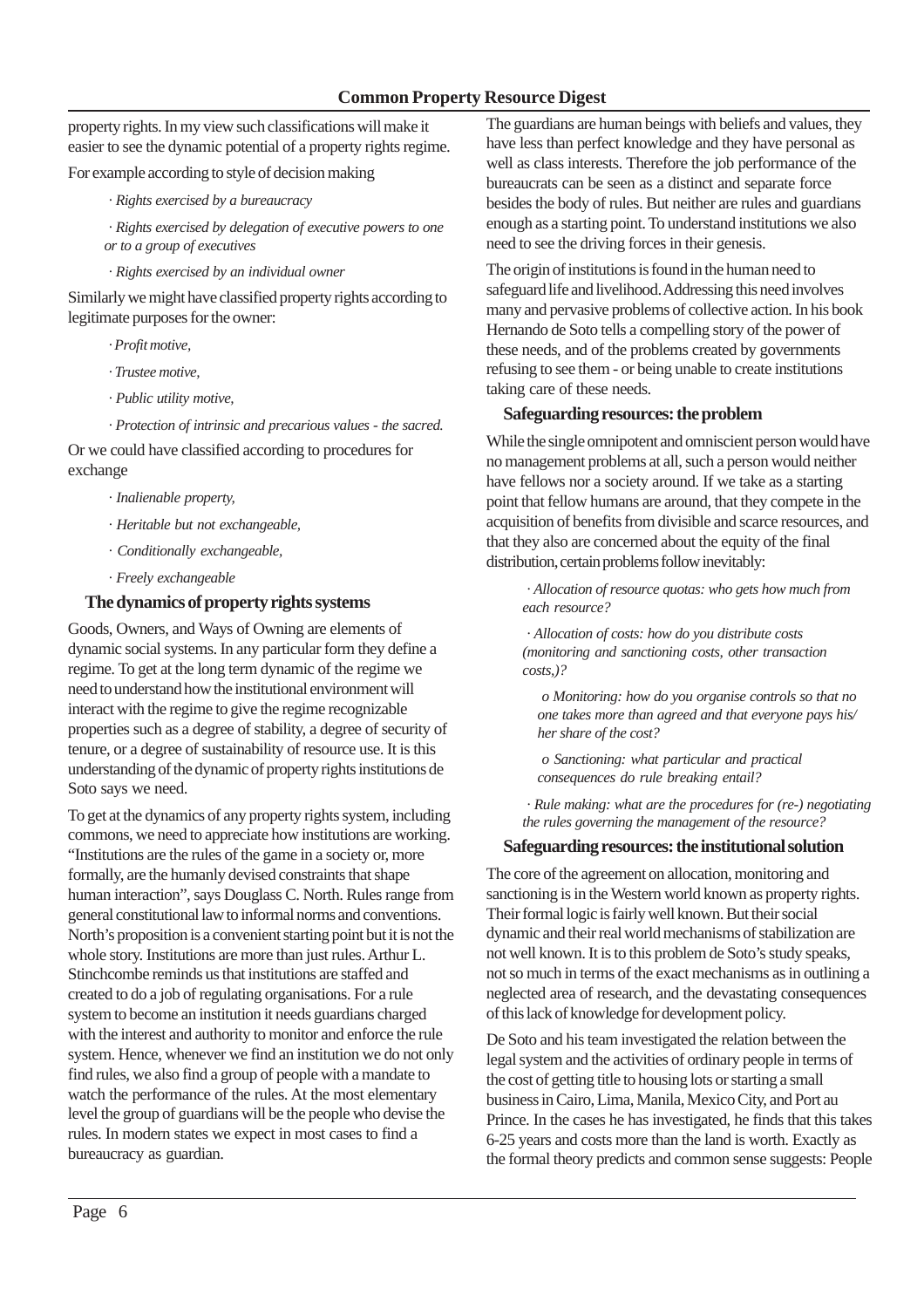property rights. In my view such classifications will make it easier to see the dynamic potential of a property rights regime.

For example according to style of decision making

- *Rights exercised by a bureaucracy*
- *Rights exercised by delegation of executive powers to one or to a group of executives*
- *Rights exercised by an individual owner*

Similarly we might have classified property rights according to legitimate purposes for the owner:

- *Profit motive,*
- *Trustee motive,*
- *Public utility motive,*
- *Protection of intrinsic and precarious values - the sacred.*

Or we could have classified according to procedures for exchange

- *Inalienable property,*
- *Heritable but not exchangeable,*
- *Conditionally exchangeable,*
- *Freely exchangeable*

## The dynamics of property rights systems

Goods, Owners, and Ways of Owning are elements of dynamic social systems. In any particular form they define a regime. To get at the long term dynamic of the regime we need to understand how the institutional environment will interact with the regime to give the regime recognizable properties such as a degree of stability, a degree of security of tenure, or a degree of sustainability of resource use. It is this understanding of the dynamic of property rights institutions de Soto says we need.

To get at the dynamics of any property rights system, including commons, we need to appreciate how institutions are working. "Institutions are the rules of the game in a society or, more formally, are the humanly devised constraints that shape human interaction", says Douglass C. North. Rules range from general constitutional law to informal norms and conventions. North's proposition is a convenient starting point but it is not the whole story. Institutions are more than just rules. Arthur L. Stinchcombe reminds us that institutions are staffed and created to do a job of regulating organisations. For a rule system to become an institution it needs guardians charged with the interest and authority to monitor and enforce the rule system. Hence, whenever we find an institution we do not only find rules, we also find a group of people with a mandate to watch the performance of the rules. At the most elementary level the group of guardians will be the people who devise the rules. In modern states we expect in most cases to find a bureaucracy as guardian.

The guardians are human beings with beliefs and values, they have less than perfect knowledge and they have personal as well as class interests. Therefore the job performance of the bureaucrats can be seen as a distinct and separate force besides the body of rules. But neither are rules and guardians enough as a starting point. To understand institutions we also need to see the driving forces in their genesis.

The origin of institutions is found in the human need to safeguard life and livelihood. Addressing this need involves many and pervasive problems of collective action. In his book Hernando de Soto tells a compelling story of the power of these needs, and of the problems created by governments refusing to see them - or being unable to create institutions taking care of these needs.

## Safeguarding resources: the problem

While the single omnipotent and omniscient person would have no management problems at all, such a person would neither have fellows nor a society around. If we take as a starting point that fellow humans are around, that they compete in the acquisition of benefits from divisible and scarce resources, and that they also are concerned about the equity of the final distribution, certain problems follow inevitably:

- *Allocation of resource quotas: who gets how much from each resource?*
- *Allocation of costs: how do you distribute costs (monitoring and sanctioning costs, other transaction costs,)?*
  - *Monitoring: how do you organise controls so that no one takes more than agreed and that everyone pays his/her share of the cost?*
  - *Sanctioning: what particular and practical consequences do rule breaking entail?*
- *Rule making: what are the procedures for (re-) negotiating the rules governing the management of the resource?*

## Safeguarding resources: the institutional solution

The core of the agreement on allocation, monitoring and sanctioning is in the Western world known as property rights. Their formal logic is fairly well known. But their social dynamic and their real world mechanisms of stabilization are not well known. It is to this problem de Soto's study speaks, not so much in terms of the exact mechanisms as in outlining a neglected area of research, and the devastating consequences of this lack of knowledge for development policy.

De Soto and his team investigated the relation between the legal system and the activities of ordinary people in terms of the cost of getting title to housing lots or starting a small business in Cairo, Lima, Manila, Mexico City, and Port au Prince. In the cases he has investigated, he finds that this takes 6-25 years and costs more than the land is worth. Exactly as the formal theory predicts and common sense suggests: People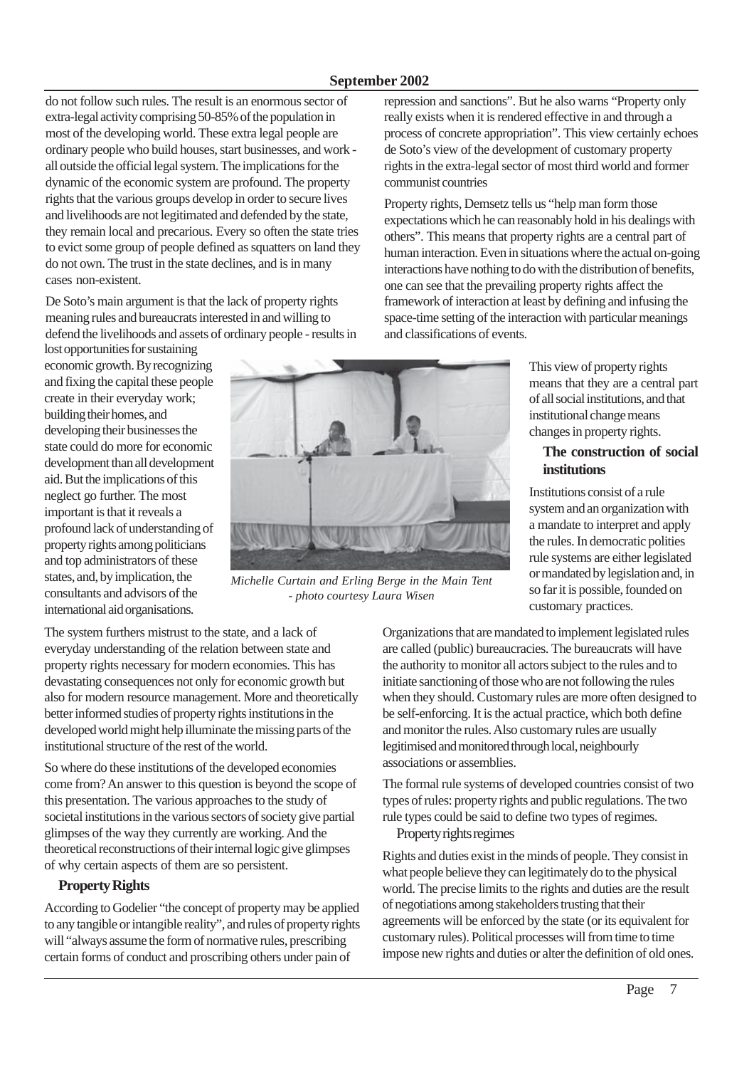do not follow such rules. The result is an enormous sector of extra-legal activity comprising 50-85% of the population in most of the developing world. These extra legal people are ordinary people who build houses, start businesses, and work - all outside the official legal system. The implications for the dynamic of the economic system are profound. The property rights that the various groups develop in order to secure lives and livelihoods are not legitimated and defended by the state, they remain local and precarious. Every so often the state tries to evict some group of people defined as squatters on land they do not own. The trust in the state declines, and is in many cases non-existent.

De Soto's main argument is that the lack of property rights meaning rules and bureaucrats interested in and willing to defend the livelihoods and assets of ordinary people - results in lost opportunities for sustaining economic growth. By recognizing and fixing the capital these people create in their everyday work; building their homes, and developing their businesses the state could do more for economic development than all development aid. But the implications of this neglect go further. The most important is that it reveals a profound lack of understanding of property rights among politicians and top administrators of these states, and, by implication, the consultants and advisors of the international aid organisations.

*Michelle Curtain and Erling Berge in the Main Tent - photo courtesy Laura Wisen*

The system furthers mistrust to the state, and a lack of everyday understanding of the relation between state and property rights necessary for modern economies. This has devastating consequences not only for economic growth but also for modern resource management. More and theoretically better informed studies of property rights institutions in the developed world might help illuminate the missing parts of the institutional structure of the rest of the world.

So where do these institutions of the developed economies come from? An answer to this question is beyond the scope of this presentation. The various approaches to the study of societal institutions in the various sectors of society give partial glimpses of the way they currently are working. And the theoretical reconstructions of their internal logic give glimpses of why certain aspects of them are so persistent.

**Property Rights**

According to Godelier "the concept of property may be applied to any tangible or intangible reality", and rules of property rights will "always assume the form of normative rules, prescribing certain forms of conduct and proscribing others under pain of repression and sanctions". But he also warns "Property only really exists when it is rendered effective in and through a process of concrete appropriation". This view certainly echoes de Soto's view of the development of customary property rights in the extra-legal sector of most third world and former communist countries

Property rights, Demsetz tells us "help man form those expectations which he can reasonably hold in his dealings with others". This means that property rights are a central part of human interaction. Even in situations where the actual on-going interactions have nothing to do with the distribution of benefits, one can see that the prevailing property rights affect the framework of interaction at least by defining and infusing the space-time setting of the interaction with particular meanings and classifications of events.

This view of property rights means that they are a central part of all social institutions, and that institutional change means changes in property rights.

**The construction of social institutions**

Institutions consist of a rule system and an organization with a mandate to interpret and apply the rules. In democratic polities rule systems are either legislated or mandated by legislation and, in so far it is possible, founded on customary practices.

Organizations that are mandated to implement legislated rules are called (public) bureaucracies. The bureaucrats will have the authority to monitor all actors subject to the rules and to initiate sanctioning of those who are not following the rules when they should. Customary rules are more often designed to be self-enforcing. It is the actual practice, which both define and monitor the rules. Also customary rules are usually legitimised and monitored through local, neighbourly associations or assemblies.

The formal rule systems of developed countries consist of two types of rules: property rights and public regulations. The two rule types could be said to define two types of regimes.

Property rights regimes

Rights and duties exist in the minds of people. They consist in what people believe they can legitimately do to the physical world. The precise limits to the rights and duties are the result of negotiations among stakeholders trusting that their agreements will be enforced by the state (or its equivalent for customary rules). Political processes will from time to time impose new rights and duties or alter the definition of old ones.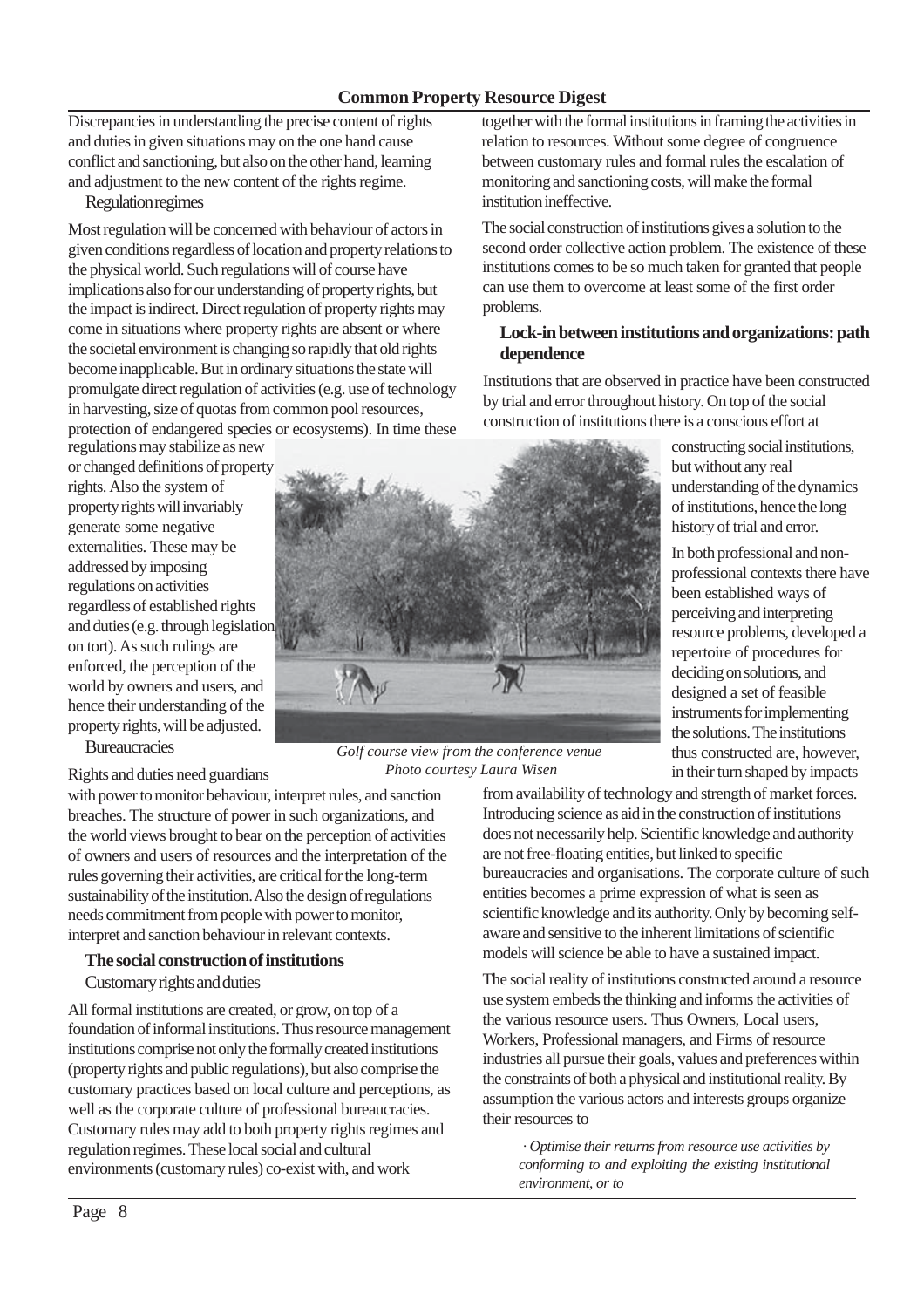Discrepancies in understanding the precise content of rights and duties in given situations may on the one hand cause conflict and sanctioning, but also on the other hand, learning and adjustment to the new content of the rights regime.

Regulation regimes

Most regulation will be concerned with behaviour of actors in given conditions regardless of location and property relations to the physical world. Such regulations will of course have implications also for our understanding of property rights, but the impact is indirect. Direct regulation of property rights may come in situations where property rights are absent or where the societal environment is changing so rapidly that old rights become inapplicable. But in ordinary situations the state will promulgate direct regulation of activities (e.g. use of technology in harvesting, size of quotas from common pool resources, protection of endangered species or ecosystems). In time these regulations may stabilize as new or changed definitions of property rights. Also the system of property rights will invariably generate some negative externalities. These may be addressed by imposing regulations on activities regardless of established rights and duties (e.g. through legislation on tort). As such rulings are enforced, the perception of the world by owners and users, and hence their understanding of the property rights, will be adjusted.

Bureaucracies

Rights and duties need guardians with power to monitor behaviour, interpret rules, and sanction breaches. The structure of power in such organizations, and the world views brought to bear on the perception of activities of owners and users of resources and the interpretation of the rules governing their activities, are critical for the long-term sustainability of the institution. Also the design of regulations needs commitment from people with power to monitor, interpret and sanction behaviour in relevant contexts.

### The social construction of institutions

Customary rights and duties

All formal institutions are created, or grow, on top of a foundation of informal institutions. Thus resource management institutions comprise not only the formally created institutions (property rights and public regulations), but also comprise the customary practices based on local culture and perceptions, as well as the corporate culture of professional bureaucracies. Customary rules may add to both property rights regimes and regulation regimes. These local social and cultural environments (customary rules) co-exist with, and work together with the formal institutions in framing the activities in relation to resources. Without some degree of congruence between customary rules and formal rules the escalation of monitoring and sanctioning costs, will make the formal institution ineffective.

The social construction of institutions gives a solution to the second order collective action problem. The existence of these institutions comes to be so much taken for granted that people can use them to overcome at least some of the first order problems.

### Lock-in between institutions and organizations: path dependence

Institutions that are observed in practice have been constructed by trial and error throughout history. On top of the social construction of institutions there is a conscious effort at constructing social institutions, but without any real understanding of the dynamics of institutions, hence the long history of trial and error.

In both professional and non-professional contexts there have been established ways of perceiving and interpreting resource problems, developed a repertoire of procedures for deciding on solutions, and designed a set of feasible instruments for implementing the solutions. The institutions thus constructed are, however, in their turn shaped by impacts from availability of technology and strength of market forces. Introducing science as aid in the construction of institutions does not necessarily help. Scientific knowledge and authority are not free-floating entities, but linked to specific bureaucracies and organisations. The corporate culture of such entities becomes a prime expression of what is seen as scientific knowledge and its authority. Only by becoming self-aware and sensitive to the inherent limitations of scientific models will science be able to have a sustained impact.

The social reality of institutions constructed around a resource use system embeds the thinking and informs the activities of the various resource users. Thus Owners, Local users, Workers, Professional managers, and Firms of resource industries all pursue their goals, values and preferences within the constraints of both a physical and institutional reality. By assumption the various actors and interests groups organize their resources to

- *Optimise their returns from resource use activities by conforming to and exploiting the existing institutional environment, or to*

*Golf course view from the conference venue*
*Photo courtesy Laura Wisen*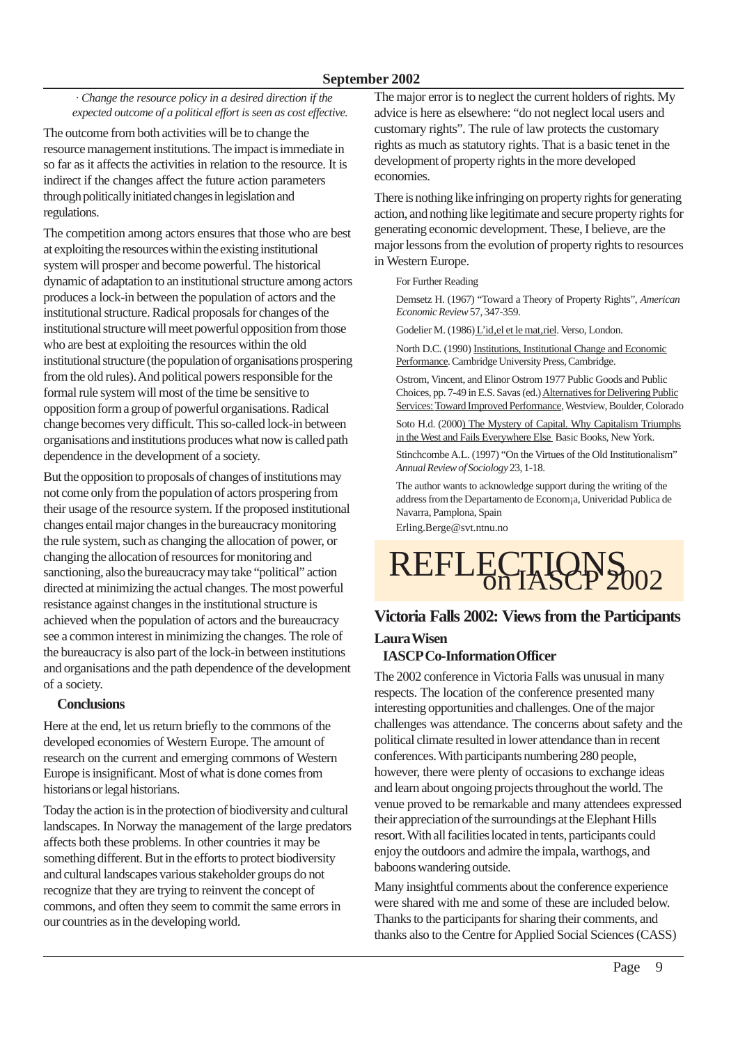*· Change the resource policy in a desired direction if the expected outcome of a political effort is seen as cost effective.*

The outcome from both activities will be to change the resource management institutions. The impact is immediate in so far as it affects the activities in relation to the resource. It is indirect if the changes affect the future action parameters through politically initiated changes in legislation and regulations.

The competition among actors ensures that those who are best at exploiting the resources within the existing institutional system will prosper and become powerful. The historical dynamic of adaptation to an institutional structure among actors produces a lock-in between the population of actors and the institutional structure. Radical proposals for changes of the institutional structure will meet powerful opposition from those who are best at exploiting the resources within the old institutional structure (the population of organisations prospering from the old rules). And political powers responsible for the formal rule system will most of the time be sensitive to opposition form a group of powerful organisations. Radical change becomes very difficult. This so-called lock-in between organisations and institutions produces what now is called path dependence in the development of a society.

But the opposition to proposals of changes of institutions may not come only from the population of actors prospering from their usage of the resource system. If the proposed institutional changes entail major changes in the bureaucracy monitoring the rule system, such as changing the allocation of power, or changing the allocation of resources for monitoring and sanctioning, also the bureaucracy may take "political" action directed at minimizing the actual changes. The most powerful resistance against changes in the institutional structure is achieved when the population of actors and the bureaucracy see a common interest in minimizing the changes. The role of the bureaucracy is also part of the lock-in between institutions and organisations and the path dependence of the development of a society.

### Conclusions

Here at the end, let us return briefly to the commons of the developed economies of Western Europe. The amount of research on the current and emerging commons of Western Europe is insignificant. Most of what is done comes from historians or legal historians.

Today the action is in the protection of biodiversity and cultural landscapes. In Norway the management of the large predators affects both these problems. In other countries it may be something different. But in the efforts to protect biodiversity and cultural landscapes various stakeholder groups do not recognize that they are trying to reinvent the concept of commons, and often they seem to commit the same errors in our countries as in the developing world.

The major error is to neglect the current holders of rights. My advice is here as elsewhere: "do not neglect local users and customary rights". The rule of law protects the customary rights as much as statutory rights. That is a basic tenet in the development of property rights in the more developed economies.

There is nothing like infringing on property rights for generating action, and nothing like legitimate and secure property rights for generating economic development. These, I believe, are the major lessons from the evolution of property rights to resources in Western Europe.

For Further Reading

Demsetz H. (1967) "Toward a Theory of Property Rights", *American Economic Review* 57, 347-359.

Godelier M. (1986) L'id,el et le mat,riel. Verso, London.

North D.C. (1990) Institutions, Institutional Change and Economic Performance. Cambridge University Press, Cambridge.

Ostrom, Vincent, and Elinor Ostrom 1977 Public Goods and Public Choices, pp. 7-49 in E.S. Savas (ed.) Alternatives for Delivering Public Services: Toward Improved Performance, Westview, Boulder, Colorado

Soto H.d. (2000) The Mystery of Capital. Why Capitalism Triumphs in the West and Fails Everywhere Else Basic Books, New York.

Stinchcombe A.L. (1997) "On the Virtues of the Old Institutionalism" *Annual Review of Sociology* 23, 1-18.

The author wants to acknowledge support during the writing of the address from the Departamento de Econom¡a, Univeridad Publica de Navarra, Pamplona, Spain

Erling.Berge@svt.ntnu.no

# REFLECTIONS on IASCP 2002

## Victoria Falls 2002: Views from the Participants

**Laura Wisen**

**IASCP Co-Information Officer**

The 2002 conference in Victoria Falls was unusual in many respects. The location of the conference presented many interesting opportunities and challenges. One of the major challenges was attendance. The concerns about safety and the political climate resulted in lower attendance than in recent conferences. With participants numbering 280 people, however, there were plenty of occasions to exchange ideas and learn about ongoing projects throughout the world. The venue proved to be remarkable and many attendees expressed their appreciation of the surroundings at the Elephant Hills resort. With all facilities located in tents, participants could enjoy the outdoors and admire the impala, warthogs, and baboons wandering outside.

Many insightful comments about the conference experience were shared with me and some of these are included below. Thanks to the participants for sharing their comments, and thanks also to the Centre for Applied Social Sciences (CASS)